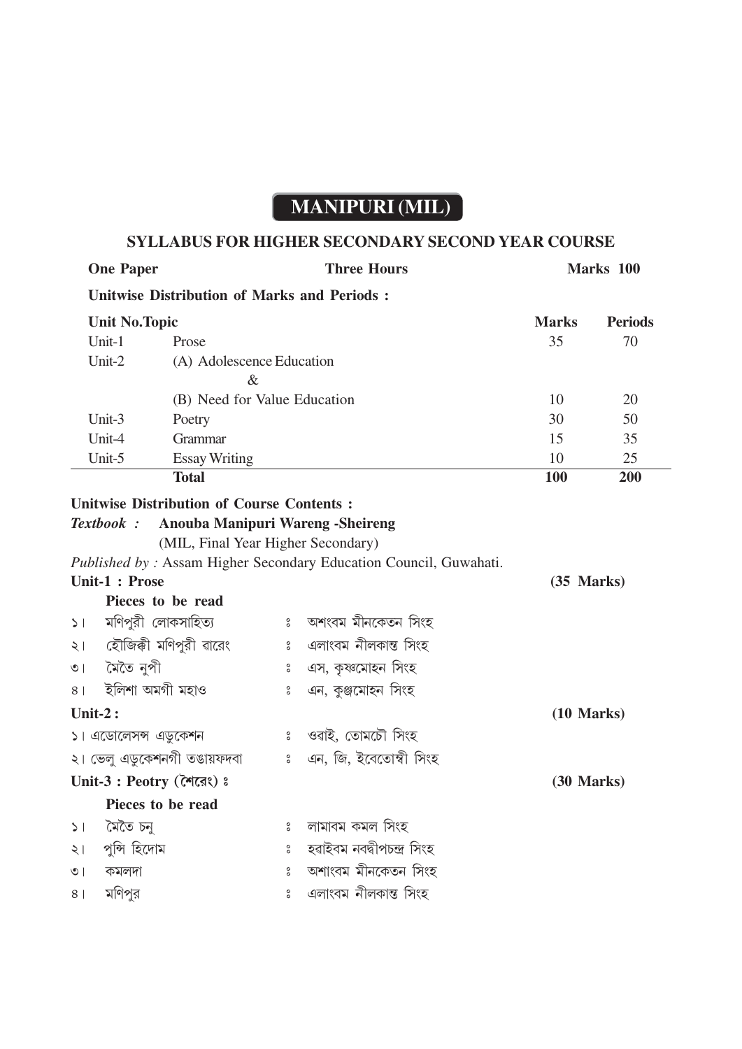# MANIPURI (MIL)

## SYLLABUS FOR HIGHER SECONDARY SECOND YEAR COURSE

**One Paper** | **Three Hours** | **Marks 100**

**Unitwise Distribution of Marks and Periods :**

| Unit No. | Topic | Marks | Periods |
|---|---|---|---|
| Unit-1 | Prose | 35 | 70 |
| Unit-2 | (A) Adolescence Education & (B) Need for Value Education | 10 | 20 |
| Unit-3 | Poetry | 30 | 50 |
| Unit-4 | Grammar | 15 | 35 |
| Unit-5 | Essay Writing | 10 | 25 |
| | **Total** | **100** | **200** |

**Unitwise Distribution of Course Contents :**

***Textbook :*** **Anouba Manipuri Wareng -Sheireng**
(MIL, Final Year Higher Secondary)

*Published by :* Assam Higher Secondary Education Council, Guwahati.

**Unit-1 : Prose** **(35 Marks)**

**Pieces to be read**

১। মণিপুরী লোকসাহিত্য ঃ অশংবম মীনকেতন সিংহ
২। হৌজিক্কী মণিপুরী ৱারেং ঃ এলাংবম নীলকান্ত সিংহ
৩। মৈতৈ নুপী ঃ এস, কৃষ্ণমোহন সিংহ
৪। ইলিশা অমগী মহাও ঃ এন, কুঞ্জমোহন সিংহ

**Unit-2 :** **(10 Marks)**

১। এডোলেসন্স এডুকেশন ঃ ওৱাই, তোমচৌ সিংহ
২। ভেলু এডুকেশনগী তঙায়ফদবা ঃ এন, জি, ইবেতোম্বী সিংহ

**Unit-3 : Peotry (শৈরেং) ঃ** **(30 Marks)**

**Pieces to be read**

১। মৈতৈ চনু ঃ লামাবম কমল সিংহ
২। পুন্সি হিদোম ঃ হৱাইবম নবদ্বীপচন্দ্র সিংহ
৩। কমলদা ঃ অশাংবম মীনকেতন সিংহ
৪। মণিপুর ঃ এলাংবম নীলকান্ত সিংহ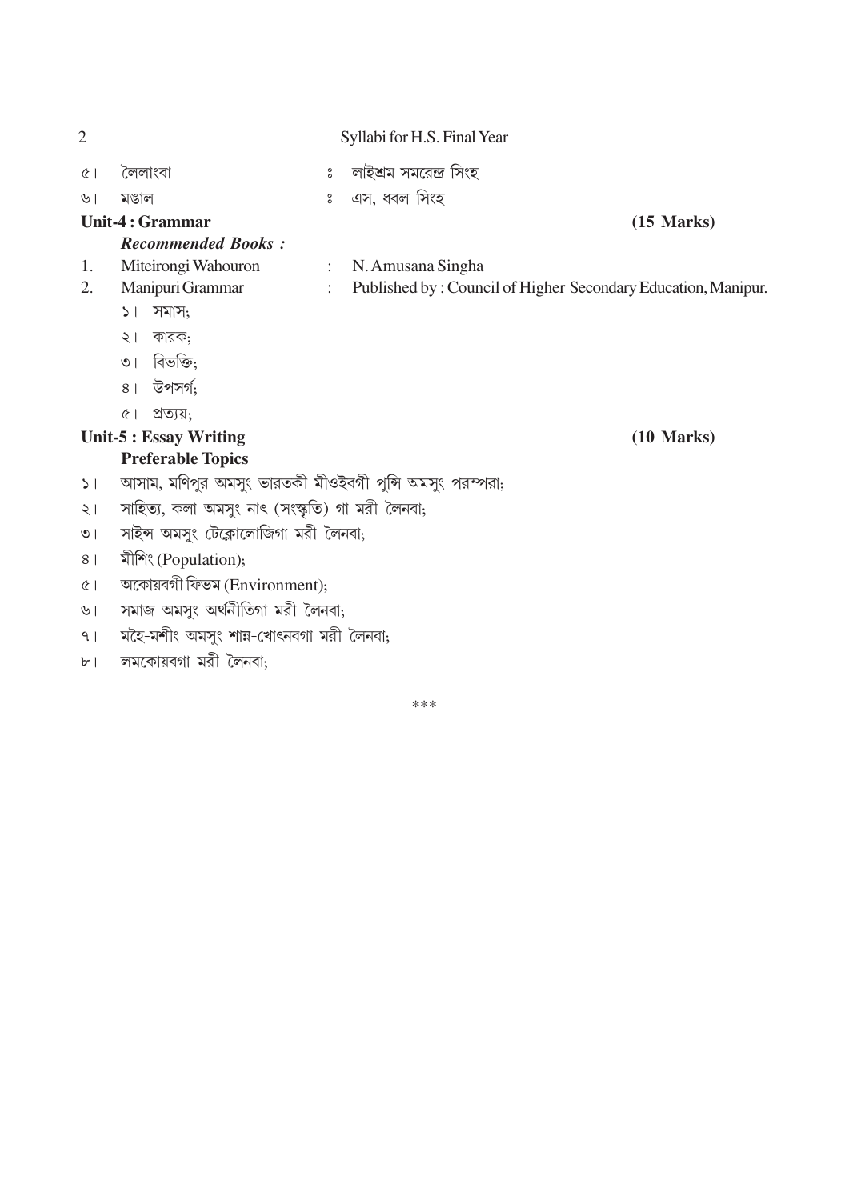৫। লৈলাংবা ঃ লাইশ্রম সমরেন্দ্র সিংহ

৬। মঙাল ঃ এস, ধবল সিংহ

**Unit-4 : Grammar** **(15 Marks)**

***Recommended Books :***

1. Miteirongi Wahouron : N. Amusana Singha
2. Manipuri Grammar : Published by : Council of Higher Secondary Education, Manipur.

১। সমাস;

২। কারক;

৩। বিভক্তি;

৪। উপসর্গ;

৫। প্রত্যয়;

**Unit-5 : Essay Writing** **(10 Marks)**

**Preferable Topics**

১। আসাম, মণিপুর অমসুং ভারতকী মীওইবগী পুন্সি অমসুং পরম্পরা;

২। সাহিত্য, কলা অমসুং নাৎ (সংস্কৃতি) গা মরী লৈনবা;

৩। সাইন্স অমসুং টেক্নোলোজিগা মরী লৈনবা;

৪। মীশিং (Population);

৫। অকোয়বগী ফিভম (Environment);

৬। সমাজ অমসুং অর্থনীতিগা মরী লৈনবা;

৭। মহৈ-মশীং অমসুং শান্ন-খোৎনবগা মরী লৈনবা;

৮। লমকোয়বগা মরী লৈনবা;

\*\*\*